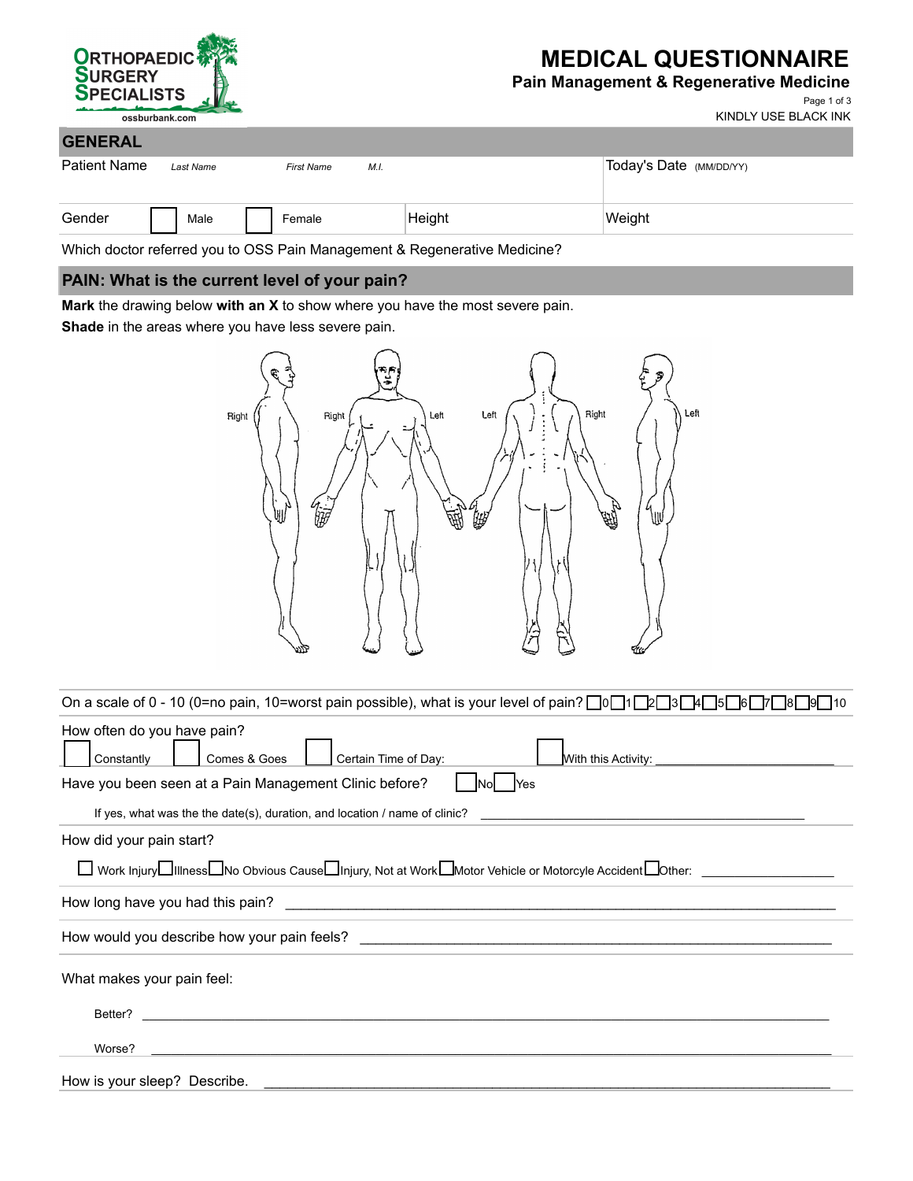ORTHOPAEDIC SURGERY SPECIALISTS
ossburbank.com

# MEDICAL QUESTIONNAIRE

## Pain Management & Regenerative Medicine

KINDLY USE BLACK INK

## GENERAL

| Patient Name *Last Name* *First Name* *M.I.* | | | Today's Date *(MM/DD/YY)* |
|---|---|---|---|
| Gender ☐ Male ☐ Female | | Height | Weight |

Which doctor referred you to OSS Pain Management & Regenerative Medicine?

## PAIN: What is the current level of your pain?

**Mark** the drawing below **with an X** to show where you have the most severe pain.
**Shade** in the areas where you have less severe pain.

Right | Right | Left | Left | Right | Left

On a scale of 0 - 10 (0=no pain, 10=worst pain possible), what is your level of pain? ☐0 ☐1 ☐2 ☐3 ☐4 ☐5 ☐6 ☐7 ☐8 ☐9 ☐10

How often do you have pain?
☐ Constantly ☐ Comes & Goes ☐ Certain Time of Day: ☐ With this Activity: ________________________

Have you been seen at a Pain Management Clinic before? ☐ No ☐ Yes

If yes, what was the the date(s), duration, and location / name of clinic? ________________________________________

How did your pain start?

☐ Work Injury ☐ Illness ☐ No Obvious Cause ☐ Injury, Not at Work ☐ Motor Vehicle or Motorcycle Accident ☐ Other: ________________

How long have you had this pain? ________________________________________________________________

How would you describe how your pain feels? ________________________________________________________

What makes your pain feel:

Better? ________________________________________________________________________________

Worse? ________________________________________________________________________________

How is your sleep? Describe. ________________________________________________________________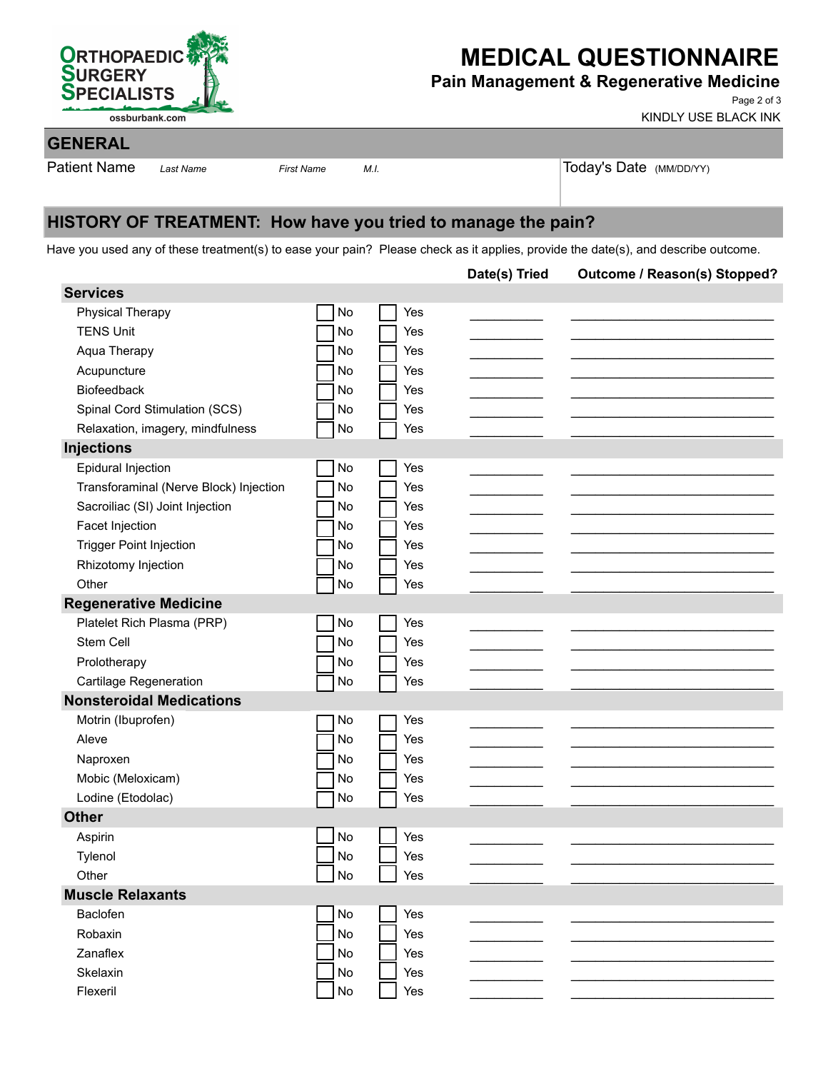# MEDICAL QUESTIONNAIRE

## Pain Management & Regenerative Medicine

KINDLY USE BLACK INK

## GENERAL

| Patient Name | *Last Name* | *First Name* | *M.I.* | Today's Date (MM/DD/YY) |
|---|---|---|---|---|
| | | | | |

## HISTORY OF TREATMENT: How have you tried to manage the pain?

Have you used any of these treatment(s) to ease your pain? Please check as it applies, provide the date(s), and describe outcome.

| | | | Date(s) Tried | Outcome / Reason(s) Stopped? |
|---|---|---|---|---|
| **Services** | | | | |
| Physical Therapy | ☐ No | ☐ Yes | | |
| TENS Unit | ☐ No | ☐ Yes | | |
| Aqua Therapy | ☐ No | ☐ Yes | | |
| Acupuncture | ☐ No | ☐ Yes | | |
| Biofeedback | ☐ No | ☐ Yes | | |
| Spinal Cord Stimulation (SCS) | ☐ No | ☐ Yes | | |
| Relaxation, imagery, mindfulness | ☐ No | ☐ Yes | | |
| **Injections** | | | | |
| Epidural Injection | ☐ No | ☐ Yes | | |
| Transforaminal (Nerve Block) Injection | ☐ No | ☐ Yes | | |
| Sacroiliac (SI) Joint Injection | ☐ No | ☐ Yes | | |
| Facet Injection | ☐ No | ☐ Yes | | |
| Trigger Point Injection | ☐ No | ☐ Yes | | |
| Rhizotomy Injection | ☐ No | ☐ Yes | | |
| Other | ☐ No | ☐ Yes | | |
| **Regenerative Medicine** | | | | |
| Platelet Rich Plasma (PRP) | ☐ No | ☐ Yes | | |
| Stem Cell | ☐ No | ☐ Yes | | |
| Prolotherapy | ☐ No | ☐ Yes | | |
| Cartilage Regeneration | ☐ No | ☐ Yes | | |
| **Nonsteroidal Medications** | | | | |
| Motrin (Ibuprofen) | ☐ No | ☐ Yes | | |
| Aleve | ☐ No | ☐ Yes | | |
| Naproxen | ☐ No | ☐ Yes | | |
| Mobic (Meloxicam) | ☐ No | ☐ Yes | | |
| Lodine (Etodolac) | ☐ No | ☐ Yes | | |
| **Other** | | | | |
| Aspirin | ☐ No | ☐ Yes | | |
| Tylenol | ☐ No | ☐ Yes | | |
| Other | ☐ No | ☐ Yes | | |
| **Muscle Relaxants** | | | | |
| Baclofen | ☐ No | ☐ Yes | | |
| Robaxin | ☐ No | ☐ Yes | | |
| Zanaflex | ☐ No | ☐ Yes | | |
| Skelaxin | ☐ No | ☐ Yes | | |
| Flexeril | ☐ No | ☐ Yes | | |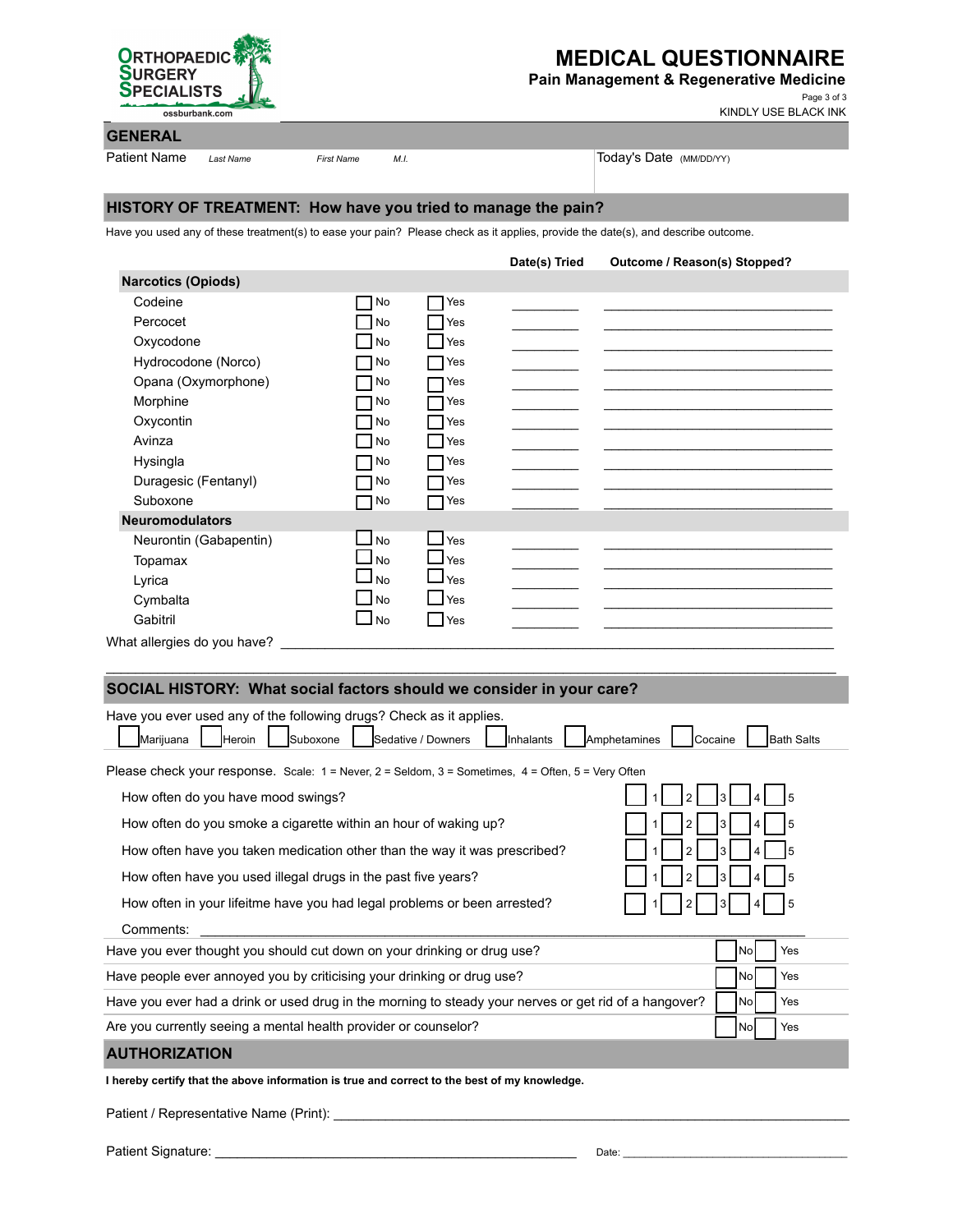ORTHOPAEDIC SURGERY SPECIALISTS
ossburbank.com

# MEDICAL QUESTIONNAIRE

**Pain Management & Regenerative Medicine**

KINDLY USE BLACK INK

## GENERAL

Patient Name *Last Name* *First Name* *M.I.*

Today's Date (MM/DD/YY)

## HISTORY OF TREATMENT: How have you tried to manage the pain?

Have you used any of these treatment(s) to ease your pain? Please check as it applies, provide the date(s), and describe outcome.

| | | | Date(s) Tried | Outcome / Reason(s) Stopped? |
|---|---|---|---|---|
| **Narcotics (Opiods)** | | | | |
| Codeine | ☐ No | ☐ Yes | ________ | ________________________ |
| Percocet | ☐ No | ☐ Yes | ________ | ________________________ |
| Oxycodone | ☐ No | ☐ Yes | ________ | ________________________ |
| Hydrocodone (Norco) | ☐ No | ☐ Yes | ________ | ________________________ |
| Opana (Oxymorphone) | ☐ No | ☐ Yes | ________ | ________________________ |
| Morphine | ☐ No | ☐ Yes | ________ | ________________________ |
| Oxycontin | ☐ No | ☐ Yes | ________ | ________________________ |
| Avinza | ☐ No | ☐ Yes | ________ | ________________________ |
| Hysingla | ☐ No | ☐ Yes | ________ | ________________________ |
| Duragesic (Fentanyl) | ☐ No | ☐ Yes | ________ | ________________________ |
| Suboxone | ☐ No | ☐ Yes | ________ | ________________________ |
| **Neuromodulators** | | | | |
| Neurontin (Gabapentin) | ☐ No | ☐ Yes | ________ | ________________________ |
| Topamax | ☐ No | ☐ Yes | ________ | ________________________ |
| Lyrica | ☐ No | ☐ Yes | ________ | ________________________ |
| Cymbalta | ☐ No | ☐ Yes | ________ | ________________________ |
| Gabitril | ☐ No | ☐ Yes | ________ | ________________________ |

What allergies do you have? ____________________________________________

____________________________________________

## SOCIAL HISTORY: What social factors should we consider in your care?

Have you ever used any of the following drugs? Check as it applies.

☐ Marijuana ☐ Heroin ☐ Suboxone ☐ Sedative / Downers ☐ Inhalants ☐ Amphetamines ☐ Cocaine ☐ Bath Salts

Please check your response. Scale: 1 = Never, 2 = Seldom, 3 = Sometimes, 4 = Often, 5 = Very Often

| | | | | | |
|---|---|---|---|---|---|
| How often do you have mood swings? | ☐ 1 | ☐ 2 | ☐ 3 | ☐ 4 | ☐ 5 |
| How often do you smoke a cigarette within an hour of waking up? | ☐ 1 | ☐ 2 | ☐ 3 | ☐ 4 | ☐ 5 |
| How often have you taken medication other than the way it was prescribed? | ☐ 1 | ☐ 2 | ☐ 3 | ☐ 4 | ☐ 5 |
| How often have you used illegal drugs in the past five years? | ☐ 1 | ☐ 2 | ☐ 3 | ☐ 4 | ☐ 5 |
| How often in your lifeitme have you had legal problems or been arrested? | ☐ 1 | ☐ 2 | ☐ 3 | ☐ 4 | ☐ 5 |

Comments: ____________________________________________

| | | |
|---|---|---|
| Have you ever thought you should cut down on your drinking or drug use? | ☐ No | ☐ Yes |
| Have people ever annoyed you by criticising your drinking or drug use? | ☐ No | ☐ Yes |
| Have you ever had a drink or used drug in the morning to steady your nerves or get rid of a hangover? | ☐ No | ☐ Yes |
| Are you currently seeing a mental health provider or counselor? | ☐ No | ☐ Yes |

## AUTHORIZATION

**I hereby certify that the above information is true and correct to the best of my knowledge.**

Patient / Representative Name (Print): ____________________________________________

Patient Signature: ______________________________ Date: ____________________